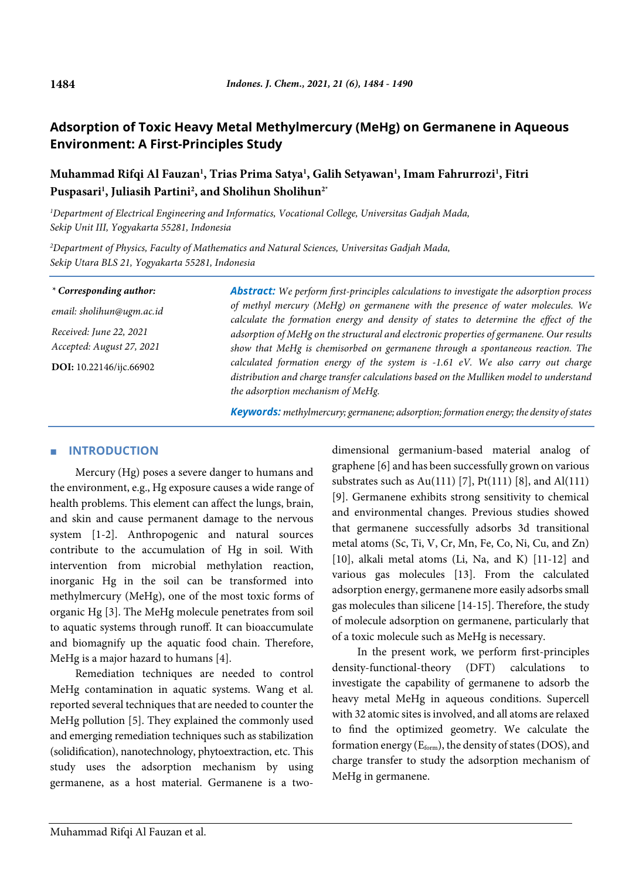# Adsorption of Toxic Heavy Metal Methylmercury (MeHg) on Germanene in Aqueous Environment: A First-Principles Study

**Muhammad Rifqi Al Fauzan[1], Trias Prima Satya[1], Galih Setyawan[1], Imam Fahrurrozi[1], Fitri Puspasari[1], Juliasih Partini[2], and Sholihun Sholihun[2*]**

[1]*Department of Electrical Engineering and Informatics, Vocational College, Universitas Gadjah Mada, Sekip Unit III, Yogyakarta 55281, Indonesia*

[2]*Department of Physics, Faculty of Mathematics and Natural Sciences, Universitas Gadjah Mada, Sekip Utara BLS 21, Yogyakarta 55281, Indonesia*

*\* Corresponding author:*

*email: sholihun@ugm.ac.id*

*Received: June 22, 2021*

*Accepted: August 27, 2021*

**DOI:** 10.22146/ijc.66902

***Abstract:*** *We perform first-principles calculations to investigate the adsorption process of methyl mercury (MeHg) on germanene with the presence of water molecules. We calculate the formation energy and density of states to determine the effect of the adsorption of MeHg on the structural and electronic properties of germanene. Our results show that MeHg is chemisorbed on germanene through a spontaneous reaction. The calculated formation energy of the system is -1.61 eV. We also carry out charge distribution and charge transfer calculations based on the Mulliken model to understand the adsorption mechanism of MeHg.*

***Keywords:*** *methylmercury; germanene; adsorption; formation energy; the density of states*

## INTRODUCTION

Mercury (Hg) poses a severe danger to humans and the environment, e.g., Hg exposure causes a wide range of health problems. This element can affect the lungs, brain, and skin and cause permanent damage to the nervous system [1-2]. Anthropogenic and natural sources contribute to the accumulation of Hg in soil. With intervention from microbial methylation reaction, inorganic Hg in the soil can be transformed into methylmercury (MeHg), one of the most toxic forms of organic Hg [3]. The MeHg molecule penetrates from soil to aquatic systems through runoff. It can bioaccumulate and biomagnify up the aquatic food chain. Therefore, MeHg is a major hazard to humans [4].

Remediation techniques are needed to control MeHg contamination in aquatic systems. Wang et al. reported several techniques that are needed to counter the MeHg pollution [5]. They explained the commonly used and emerging remediation techniques such as stabilization (solidification), nanotechnology, phytoextraction, etc. This study uses the adsorption mechanism by using germanene, as a host material. Germanene is a two-dimensional germanium-based material analog of graphene [6] and has been successfully grown on various substrates such as Au(111) [7], Pt(111) [8], and Al(111) [9]. Germanene exhibits strong sensitivity to chemical and environmental changes. Previous studies showed that germanene successfully adsorbs 3d transitional metal atoms (Sc, Ti, V, Cr, Mn, Fe, Co, Ni, Cu, and Zn) [10], alkali metal atoms (Li, Na, and K) [11-12] and various gas molecules [13]. From the calculated adsorption energy, germanene more easily adsorbs small gas molecules than silicene [14-15]. Therefore, the study of molecule adsorption on germanene, particularly that of a toxic molecule such as MeHg is necessary.

In the present work, we perform first-principles density-functional-theory (DFT) calculations to investigate the capability of germanene to adsorb the heavy metal MeHg in aqueous conditions. Supercell with 32 atomic sites is involved, and all atoms are relaxed to find the optimized geometry. We calculate the formation energy ($E_{form}$), the density of states (DOS), and charge transfer to study the adsorption mechanism of MeHg in germanene.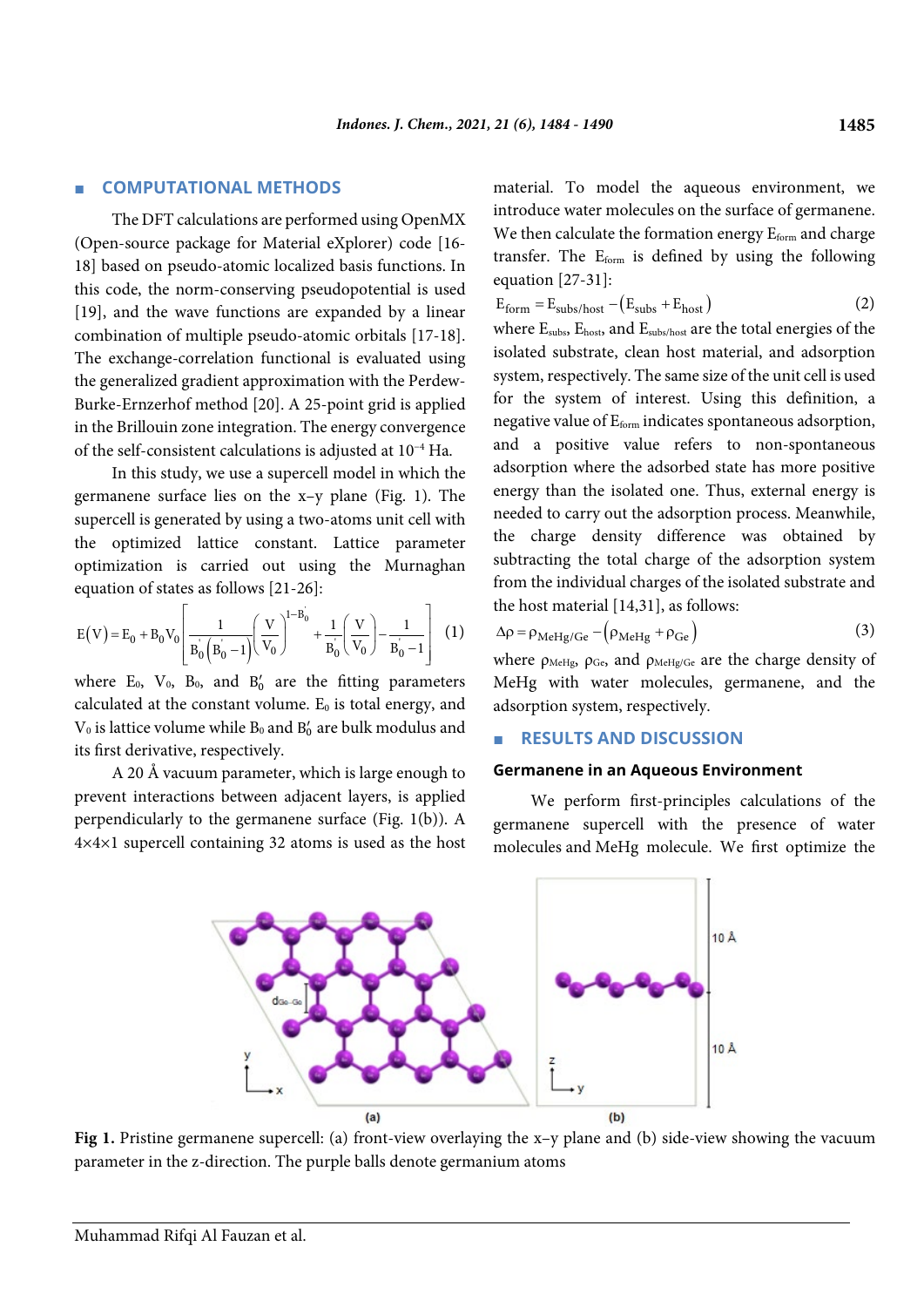## COMPUTATIONAL METHODS

The DFT calculations are performed using OpenMX (Open-source package for Material eXplorer) code [16-18] based on pseudo-atomic localized basis functions. In this code, the norm-conserving pseudopotential is used [19], and the wave functions are expanded by a linear combination of multiple pseudo-atomic orbitals [17-18]. The exchange-correlation functional is evaluated using the generalized gradient approximation with the Perdew-Burke-Ernzerhof method [20]. A 25-point grid is applied in the Brillouin zone integration. The energy convergence of the self-consistent calculations is adjusted at $10^{-4}$ Ha.

In this study, we use a supercell model in which the germanene surface lies on the x–y plane (Fig. 1). The supercell is generated by using a two-atoms unit cell with the optimized lattice constant. Lattice parameter optimization is carried out using the Murnaghan equation of states as follows [21-26]:

$$E(V) = E_0 + B_0 V_0 \left[ \frac{1}{B_0^{'}\left(B_0^{'}-1\right)} \left( \frac{V}{V_0} \right)^{1-B_0^{'}} + \frac{1}{B_0^{'}} \left( \frac{V}{V_0} \right) - \frac{1}{B_0^{'}-1} \right] \quad (1)$$

where $E_0$, $V_0$, $B_0$, and $B_0'$ are the fitting parameters calculated at the constant volume. $E_0$ is total energy, and $V_0$ is lattice volume while $B_0$ and $B_0'$ are bulk modulus and its first derivative, respectively.

A 20 Å vacuum parameter, which is large enough to prevent interactions between adjacent layers, is applied perpendicularly to the germanene surface (Fig. 1(b)). A 4×4×1 supercell containing 32 atoms is used as the host material. To model the aqueous environment, we introduce water molecules on the surface of germanene. We then calculate the formation energy $E_{form}$ and charge transfer. The $E_{form}$ is defined by using the following equation [27-31]:

$$E_{form} = E_{subs/host} - \left(E_{subs} + E_{host}\right) \quad (2)$$

where $E_{subs}$, $E_{host}$, and $E_{subs/host}$ are the total energies of the isolated substrate, clean host material, and adsorption system, respectively. The same size of the unit cell is used for the system of interest. Using this definition, a negative value of $E_{form}$ indicates spontaneous adsorption, and a positive value refers to non-spontaneous adsorption where the adsorbed state has more positive energy than the isolated one. Thus, external energy is needed to carry out the adsorption process. Meanwhile, the charge density difference was obtained by subtracting the total charge of the adsorption system from the individual charges of the isolated substrate and the host material [14,31], as follows:

$$\Delta\rho = \rho_{MeHg/Ge} - \left(\rho_{MeHg} + \rho_{Ge}\right) \quad (3)$$

where $\rho_{MeHg}$, $\rho_{Ge}$, and $\rho_{MeHg/Ge}$ are the charge density of MeHg with water molecules, germanene, and the adsorption system, respectively.

## RESULTS AND DISCUSSION

### Germanene in an Aqueous Environment

We perform first-principles calculations of the germanene supercell with the presence of water molecules and MeHg molecule. We first optimize the

$d_{Ge-Ge}$

y

x

(a)

10 Å

10 Å

z

y

(b)

**Fig 1.** Pristine germanene supercell: (a) front-view overlaying the x–y plane and (b) side-view showing the vacuum parameter in the z-direction. The purple balls denote germanium atoms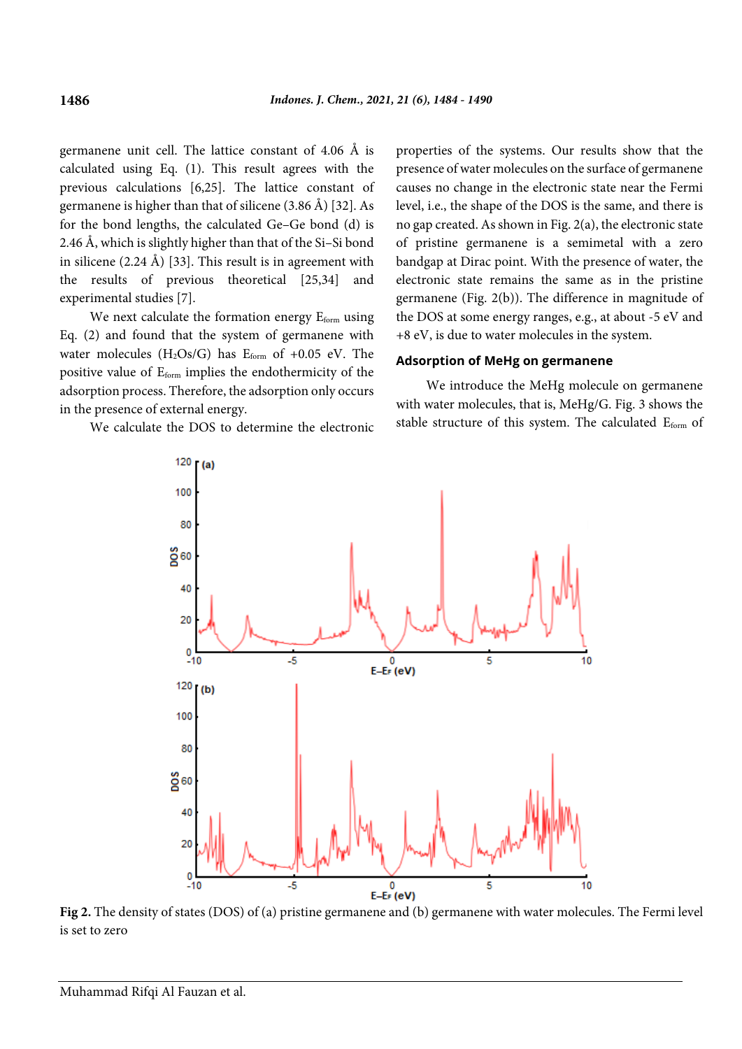germanene unit cell. The lattice constant of 4.06 Å is calculated using Eq. (1). This result agrees with the previous calculations [6,25]. The lattice constant of germanene is higher than that of silicene (3.86 Å) [32]. As for the bond lengths, the calculated Ge–Ge bond (d) is 2.46 Å, which is slightly higher than that of the Si–Si bond in silicene (2.24 Å) [33]. This result is in agreement with the results of previous theoretical [25,34] and experimental studies [7].

We next calculate the formation energy $E_{form}$ using Eq. (2) and found that the system of germanene with water molecules ($H_2Os/G$) has $E_{form}$ of +0.05 eV. The positive value of $E_{form}$ implies the endothermicity of the adsorption process. Therefore, the adsorption only occurs in the presence of external energy.

We calculate the DOS to determine the electronic properties of the systems. Our results show that the presence of water molecules on the surface of germanene causes no change in the electronic state near the Fermi level, i.e., the shape of the DOS is the same, and there is no gap created. As shown in Fig. 2(a), the electronic state of pristine germanene is a semimetal with a zero bandgap at Dirac point. With the presence of water, the electronic state remains the same as in the pristine germanene (Fig. 2(b)). The difference in magnitude of the DOS at some energy ranges, e.g., at about -5 eV and +8 eV, is due to water molecules in the system.

### Adsorption of MeHg on germanene

We introduce the MeHg molecule on germanene with water molecules, that is, MeHg/G. Fig. 3 shows the stable structure of this system. The calculated $E_{form}$ of

(a)
DOS
0
20
40
60
80
100
120
-10
-5
0
5
10
E–EF (eV)

(b)
DOS
0
20
40
60
80
100
120
-10
-5
0
5
10
E–EF (eV)

**Fig 2.** The density of states (DOS) of (a) pristine germanene and (b) germanene with water molecules. The Fermi level is set to zero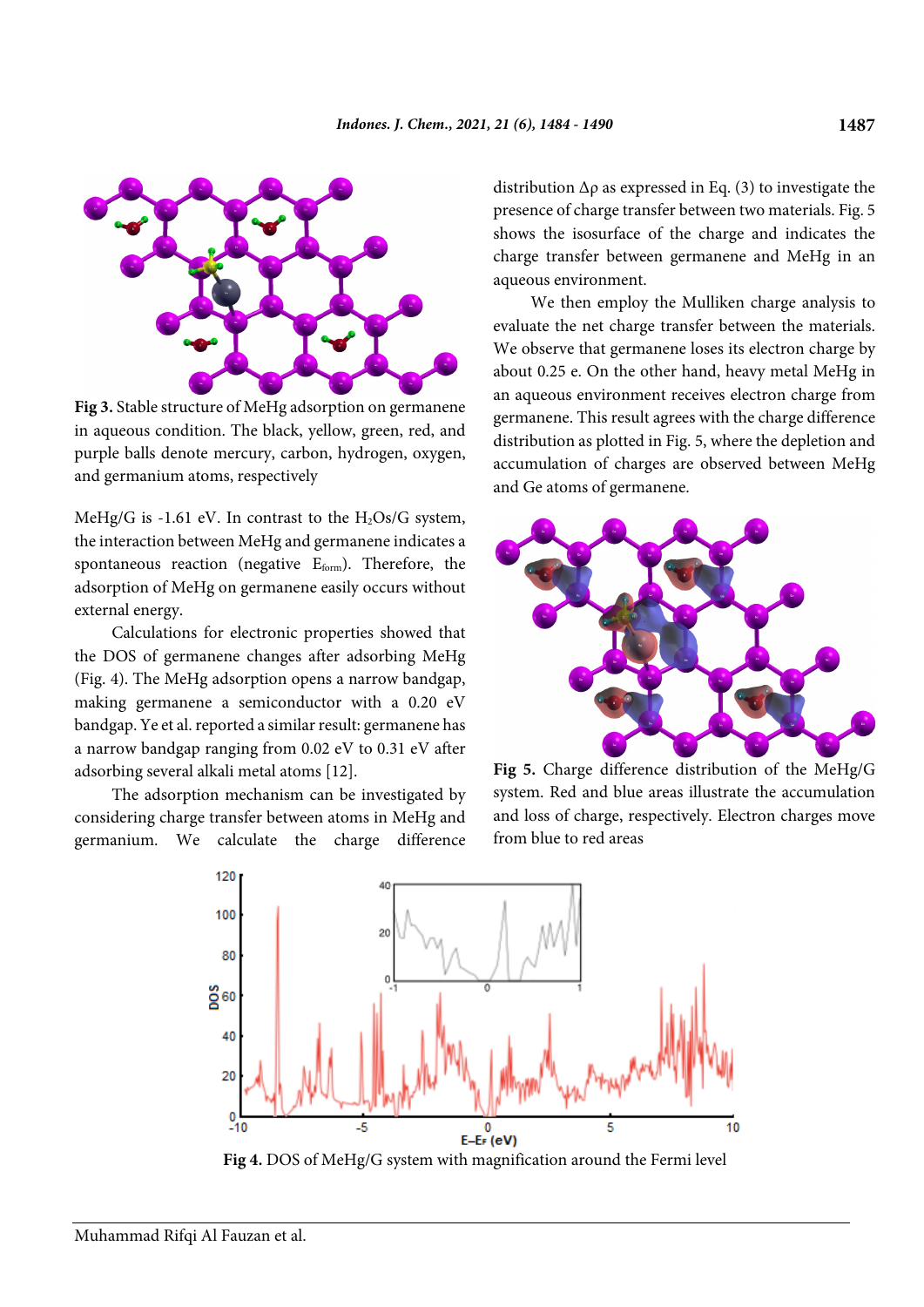Fig 3. Stable structure of MeHg adsorption on germanene in aqueous condition. The black, yellow, green, red, and purple balls denote mercury, carbon, hydrogen, oxygen, and germanium atoms, respectively

MeHg/G is -1.61 eV. In contrast to the $H_2Os$/G system, the interaction between MeHg and germanene indicates a spontaneous reaction (negative $E_{form}$). Therefore, the adsorption of MeHg on germanene easily occurs without external energy.

Calculations for electronic properties showed that the DOS of germanene changes after adsorbing MeHg (Fig. 4). The MeHg adsorption opens a narrow bandgap, making germanene a semiconductor with a 0.20 eV bandgap. Ye et al. reported a similar result: germanene has a narrow bandgap ranging from 0.02 eV to 0.31 eV after adsorbing several alkali metal atoms [12].

The adsorption mechanism can be investigated by considering charge transfer between atoms in MeHg and germanium. We calculate the charge difference distribution $\Delta\rho$ as expressed in Eq. (3) to investigate the presence of charge transfer between two materials. Fig. 5 shows the isosurface of the charge and indicates the charge transfer between germanene and MeHg in an aqueous environment.

We then employ the Mulliken charge analysis to evaluate the net charge transfer between the materials. We observe that germanene loses its electron charge by about 0.25 e. On the other hand, heavy metal MeHg in an aqueous environment receives electron charge from germanene. This result agrees with the charge difference distribution as plotted in Fig. 5, where the depletion and accumulation of charges are observed between MeHg and Ge atoms of germanene.

Fig 5. Charge difference distribution of the MeHg/G system. Red and blue areas illustrate the accumulation and loss of charge, respectively. Electron charges move from blue to red areas

DOS
E–E$_F$ (eV)

Fig 4. DOS of MeHg/G system with magnification around the Fermi level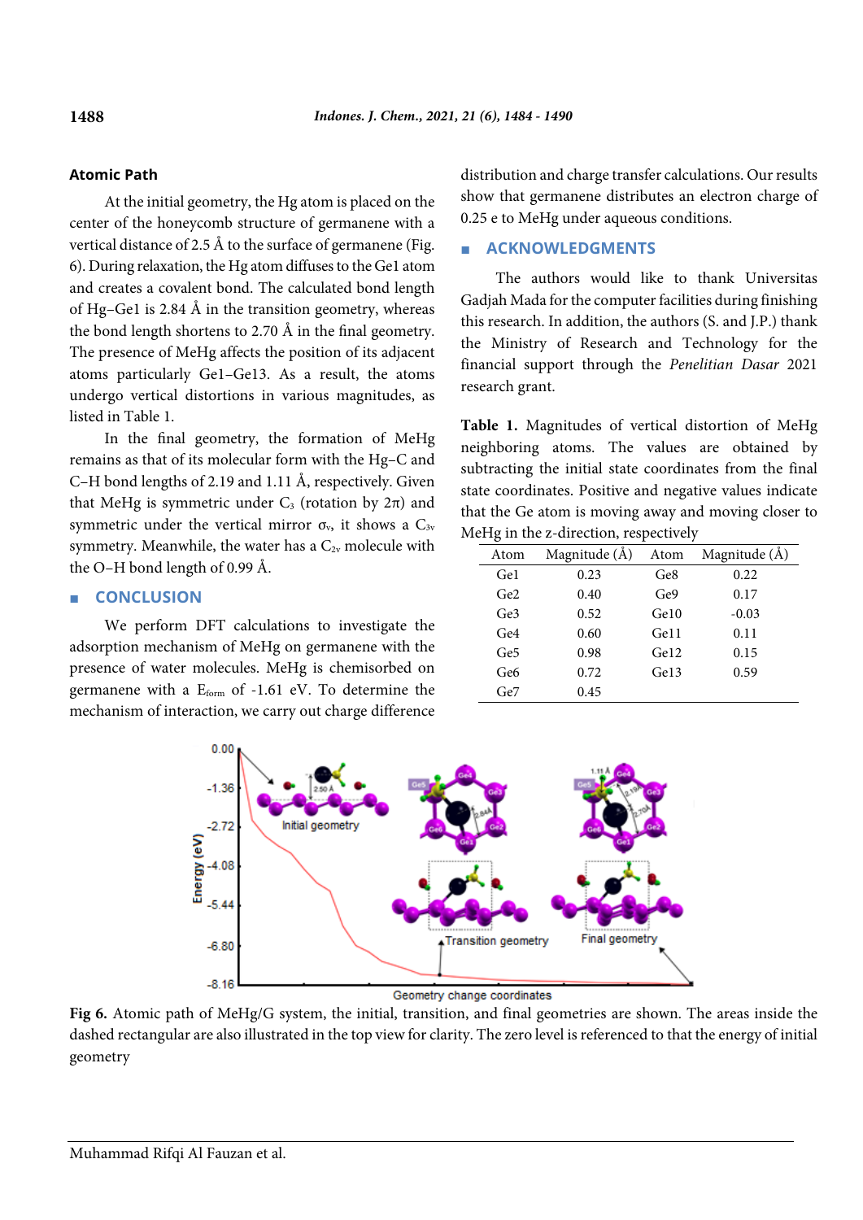### Atomic Path

At the initial geometry, the Hg atom is placed on the center of the honeycomb structure of germanene with a vertical distance of 2.5 Å to the surface of germanene (Fig. 6). During relaxation, the Hg atom diffuses to the Ge1 atom and creates a covalent bond. The calculated bond length of Hg–Ge1 is 2.84 Å in the transition geometry, whereas the bond length shortens to 2.70 Å in the final geometry. The presence of MeHg affects the position of its adjacent atoms particularly Ge1–Ge13. As a result, the atoms undergo vertical distortions in various magnitudes, as listed in Table 1.

In the final geometry, the formation of MeHg remains as that of its molecular form with the Hg–C and C–H bond lengths of 2.19 and 1.11 Å, respectively. Given that MeHg is symmetric under $C_3$ (rotation by 2π) and symmetric under the vertical mirror $\sigma_v$, it shows a $C_{3v}$ symmetry. Meanwhile, the water has a $C_{2v}$ molecule with the O–H bond length of 0.99 Å.

## CONCLUSION

We perform DFT calculations to investigate the adsorption mechanism of MeHg on germanene with the presence of water molecules. MeHg is chemisorbed on germanene with a $E_{form}$ of -1.61 eV. To determine the mechanism of interaction, we carry out charge difference distribution and charge transfer calculations. Our results show that germanene distributes an electron charge of 0.25 e to MeHg under aqueous conditions.

## ACKNOWLEDGMENTS

The authors would like to thank Universitas Gadjah Mada for the computer facilities during finishing this research. In addition, the authors (S. and J.P.) thank the Ministry of Research and Technology for the financial support through the *Penelitian Dasar* 2021 research grant.

**Table 1.** Magnitudes of vertical distortion of MeHg neighboring atoms. The values are obtained by subtracting the initial state coordinates from the final state coordinates. Positive and negative values indicate that the Ge atom is moving away and moving closer to MeHg in the z-direction, respectively

| Atom | Magnitude (Å) | Atom | Magnitude (Å) |
|---|---|---|---|
| Ge1 | 0.23 | Ge8 | 0.22 |
| Ge2 | 0.40 | Ge9 | 0.17 |
| Ge3 | 0.52 | Ge10 | -0.03 |
| Ge4 | 0.60 | Ge11 | 0.11 |
| Ge5 | 0.98 | Ge12 | 0.15 |
| Ge6 | 0.72 | Ge13 | 0.59 |
| Ge7 | 0.45 | | |

**Fig 6.** Atomic path of MeHg/G system, the initial, transition, and final geometries are shown. The areas inside the dashed rectangular are also illustrated in the top view for clarity. The zero level is referenced to that the energy of initial geometry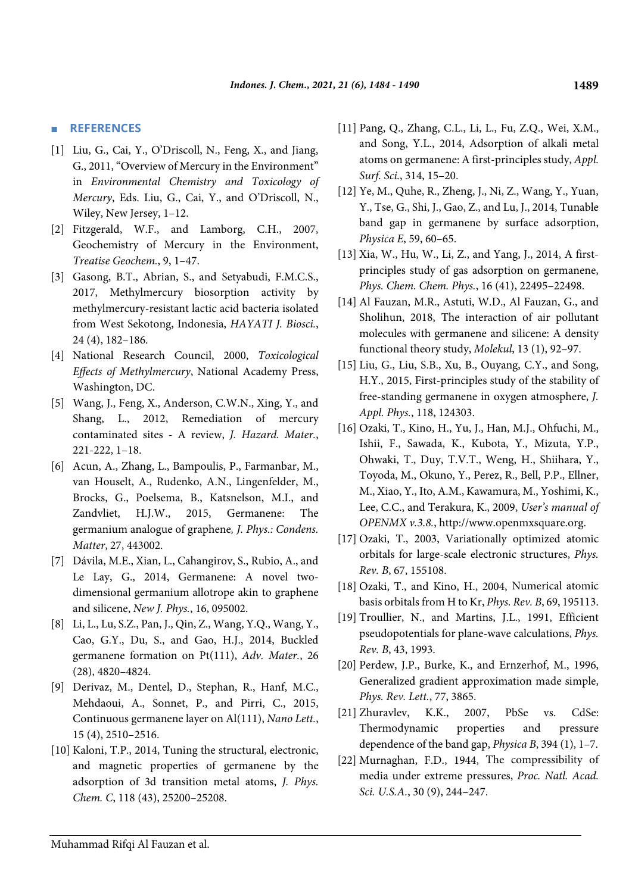## REFERENCES

[1] Liu, G., Cai, Y., O'Driscoll, N., Feng, X., and Jiang, G., 2011, "Overview of Mercury in the Environment" in *Environmental Chemistry and Toxicology of Mercury*, Eds. Liu, G., Cai, Y., and O'Driscoll, N., Wiley, New Jersey, 1–12.

[2] Fitzgerald, W.F., and Lamborg, C.H., 2007, Geochemistry of Mercury in the Environment, *Treatise Geochem.*, 9, 1–47.

[3] Gasong, B.T., Abrian, S., and Setyabudi, F.M.C.S., 2017, Methylmercury biosorption activity by methylmercury-resistant lactic acid bacteria isolated from West Sekotong, Indonesia, *HAYATI J. Biosci.*, 24 (4), 182–186.

[4] National Research Council, 2000, *Toxicological Effects of Methylmercury*, National Academy Press, Washington, DC.

[5] Wang, J., Feng, X., Anderson, C.W.N., Xing, Y., and Shang, L., 2012, Remediation of mercury contaminated sites - A review, *J. Hazard. Mater.*, 221-222, 1–18.

[6] Acun, A., Zhang, L., Bampoulis, P., Farmanbar, M., van Houselt, A., Rudenko, A.N., Lingenfelder, M., Brocks, G., Poelsema, B., Katsnelson, M.I., and Zandvliet, H.J.W., 2015, Germanene: The germanium analogue of graphene, *J. Phys.: Condens. Matter*, 27, 443002.

[7] Dávila, M.E., Xian, L., Cahangirov, S., Rubio, A., and Le Lay, G., 2014, Germanene: A novel two-dimensional germanium allotrope akin to graphene and silicene, *New J. Phys.*, 16, 095002.

[8] Li, L., Lu, S.Z., Pan, J., Qin, Z., Wang, Y.Q., Wang, Y., Cao, G.Y., Du, S., and Gao, H.J., 2014, Buckled germanene formation on Pt(111), *Adv. Mater.*, 26 (28), 4820–4824.

[9] Derivaz, M., Dentel, D., Stephan, R., Hanf, M.C., Mehdaoui, A., Sonnet, P., and Pirri, C., 2015, Continuous germanene layer on Al(111), *Nano Lett.*, 15 (4), 2510–2516.

[10] Kaloni, T.P., 2014, Tuning the structural, electronic, and magnetic properties of germanene by the adsorption of 3d transition metal atoms, *J. Phys. Chem. C*, 118 (43), 25200–25208.

[11] Pang, Q., Zhang, C.L., Li, L., Fu, Z.Q., Wei, X.M., and Song, Y.L., 2014, Adsorption of alkali metal atoms on germanene: A first-principles study, *Appl. Surf. Sci.*, 314, 15–20.

[12] Ye, M., Quhe, R., Zheng, J., Ni, Z., Wang, Y., Yuan, Y., Tse, G., Shi, J., Gao, Z., and Lu, J., 2014, Tunable band gap in germanene by surface adsorption, *Physica E*, 59, 60–65.

[13] Xia, W., Hu, W., Li, Z., and Yang, J., 2014, A first-principles study of gas adsorption on germanene, *Phys. Chem. Chem. Phys.*, 16 (41), 22495–22498.

[14] Al Fauzan, M.R., Astuti, W.D., Al Fauzan, G., and Sholihun, 2018, The interaction of air pollutant molecules with germanene and silicene: A density functional theory study, *Molekul*, 13 (1), 92–97.

[15] Liu, G., Liu, S.B., Xu, B., Ouyang, C.Y., and Song, H.Y., 2015, First-principles study of the stability of free-standing germanene in oxygen atmosphere, *J. Appl. Phys.*, 118, 124303.

[16] Ozaki, T., Kino, H., Yu, J., Han, M.J., Ohfuchi, M., Ishii, F., Sawada, K., Kubota, Y., Mizuta, Y.P., Ohwaki, T., Duy, T.V.T., Weng, H., Shiihara, Y., Toyoda, M., Okuno, Y., Perez, R., Bell, P.P., Ellner, M., Xiao, Y., Ito, A.M., Kawamura, M., Yoshimi, K., Lee, C.C., and Terakura, K., 2009, *User's manual of OPENMX v.3.8.*, http://www.openmxsquare.org.

[17] Ozaki, T., 2003, Variationally optimized atomic orbitals for large-scale electronic structures, *Phys. Rev. B*, 67, 155108.

[18] Ozaki, T., and Kino, H., 2004, Numerical atomic basis orbitals from H to Kr, *Phys. Rev. B*, 69, 195113.

[19] Troullier, N., and Martins, J.L., 1991, Efficient pseudopotentials for plane-wave calculations, *Phys. Rev. B*, 43, 1993.

[20] Perdew, J.P., Burke, K., and Ernzerhof, M., 1996, Generalized gradient approximation made simple, *Phys. Rev. Lett.*, 77, 3865.

[21] Zhuravlev, K.K., 2007, PbSe vs. CdSe: Thermodynamic properties and pressure dependence of the band gap, *Physica B*, 394 (1), 1–7.

[22] Murnaghan, F.D., 1944, The compressibility of media under extreme pressures, *Proc. Natl. Acad. Sci. U.S.A.*, 30 (9), 244–247.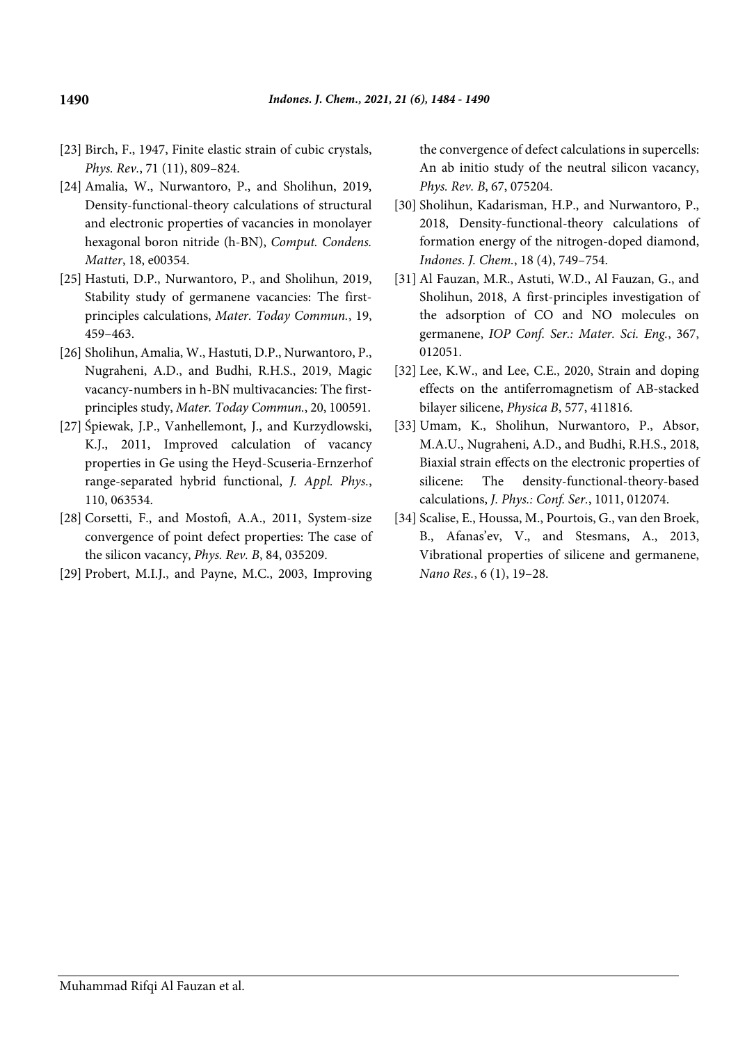[23] Birch, F., 1947, Finite elastic strain of cubic crystals, *Phys. Rev.*, 71 (11), 809–824.

[24] Amalia, W., Nurwantoro, P., and Sholihun, 2019, Density-functional-theory calculations of structural and electronic properties of vacancies in monolayer hexagonal boron nitride (h-BN), *Comput. Condens. Matter*, 18, e00354.

[25] Hastuti, D.P., Nurwantoro, P., and Sholihun, 2019, Stability study of germanene vacancies: The first-principles calculations, *Mater. Today Commun.*, 19, 459–463.

[26] Sholihun, Amalia, W., Hastuti, D.P., Nurwantoro, P., Nugraheni, A.D., and Budhi, R.H.S., 2019, Magic vacancy-numbers in h-BN multivacancies: The first-principles study, *Mater. Today Commun.*, 20, 100591.

[27] Śpiewak, J.P., Vanhellemont, J., and Kurzydlowski, K.J., 2011, Improved calculation of vacancy properties in Ge using the Heyd-Scuseria-Ernzerhof range-separated hybrid functional, *J. Appl. Phys.*, 110, 063534.

[28] Corsetti, F., and Mostofi, A.A., 2011, System-size convergence of point defect properties: The case of the silicon vacancy, *Phys. Rev. B*, 84, 035209.

[29] Probert, M.I.J., and Payne, M.C., 2003, Improving the convergence of defect calculations in supercells: An ab initio study of the neutral silicon vacancy, *Phys. Rev. B*, 67, 075204.

[30] Sholihun, Kadarisman, H.P., and Nurwantoro, P., 2018, Density-functional-theory calculations of formation energy of the nitrogen-doped diamond, *Indones. J. Chem.*, 18 (4), 749–754.

[31] Al Fauzan, M.R., Astuti, W.D., Al Fauzan, G., and Sholihun, 2018, A first-principles investigation of the adsorption of CO and NO molecules on germanene, *IOP Conf. Ser.: Mater. Sci. Eng.*, 367, 012051.

[32] Lee, K.W., and Lee, C.E., 2020, Strain and doping effects on the antiferromagnetism of AB-stacked bilayer silicene, *Physica B*, 577, 411816.

[33] Umam, K., Sholihun, Nurwantoro, P., Absor, M.A.U., Nugraheni, A.D., and Budhi, R.H.S., 2018, Biaxial strain effects on the electronic properties of silicene: The density-functional-theory-based calculations, *J. Phys.: Conf. Ser.*, 1011, 012074.

[34] Scalise, E., Houssa, M., Pourtois, G., van den Broek, B., Afanas'ev, V., and Stesmans, A., 2013, Vibrational properties of silicene and germanene, *Nano Res.*, 6 (1), 19–28.